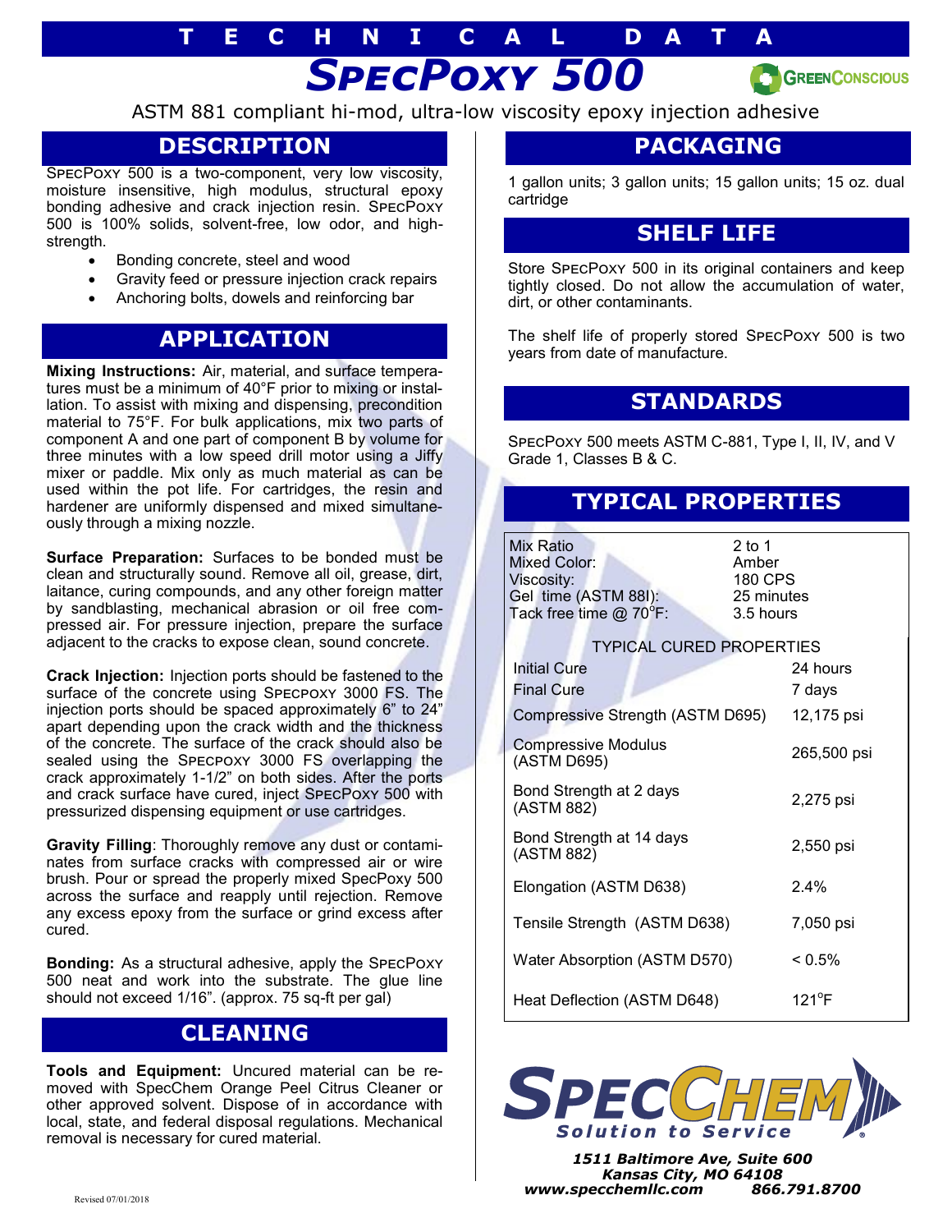# TECHNICAL DATA

# SPECPOXY 500

GREENCONSCIOUS

ASTM 881 compliant hi-mod, ultra-low viscosity epoxy injection adhesive

## DESCRIPTION

SPECPOXY 500 is a two-component, very low viscosity, moisture insensitive, high modulus, structural epoxy bonding adhesive and crack injection resin. SPECPOXY 500 is 100% solids, solvent-free, low odor, and high-strength.

- Bonding concrete, steel and wood
- Gravity feed or pressure injection crack repairs
- Anchoring bolts, dowels and reinforcing bar

## APPLICATION

**Mixing Instructions:** Air, material, and surface temperatures must be a minimum of 40°F prior to mixing or installation. To assist with mixing and dispensing, precondition material to 75°F. For bulk applications, mix two parts of component A and one part of component B by volume for three minutes with a low speed drill motor using a Jiffy mixer or paddle. Mix only as much material as can be used within the pot life. For cartridges, the resin and hardener are uniformly dispensed and mixed simultaneously through a mixing nozzle.

**Surface Preparation:** Surfaces to be bonded must be clean and structurally sound. Remove all oil, grease, dirt, laitance, curing compounds, and any other foreign matter by sandblasting, mechanical abrasion or oil free compressed air. For pressure injection, prepare the surface adjacent to the cracks to expose clean, sound concrete.

**Crack Injection:** Injection ports should be fastened to the surface of the concrete using SPECPOXY 3000 FS. The injection ports should be spaced approximately 6" to 24" apart depending upon the crack width and the thickness of the concrete. The crack should also be sealed using the SPECPOXY 3000 FS overlapping the crack approximately 1-1/2" on both sides. After the ports and crack surface have cured, inject SPECPOXY 500 with pressurized dispensing equipment or use cartridges.

**Gravity Filling**: Thoroughly remove any dust or contaminates from surface cracks with compressed air or wire brush. Pour or spread the properly mixed SpecPoxy 500 across the surface and reapply until rejection. Remove any excess epoxy from the surface or grind excess after cured.

**Bonding:** As a structural adhesive, apply the SPECPOXY 500 neat and work into the substrate. The glue line should not exceed 1/16". (approx. 75 sq-ft per gal)

## CLEANING

**Tools and Equipment:** Uncured material can be removed with SpecChem Orange Peel Citrus Cleaner or other approved solvent. Dispose of in accordance with local, state, and federal disposal regulations. Mechanical removal is necessary for cured material.

## PACKAGING

1 gallon units; 3 gallon units; 15 gallon units; 15 oz. dual cartridge

## SHELF LIFE

Store SPECPOXY 500 in its original containers and keep tightly closed. Do not allow the accumulation of water, dirt, or other contaminants.

The shelf life of properly stored SPECPOXY 500 is two years from date of manufacture.

## STANDARDS

SPECPOXY 500 meets ASTM C-881, Type I, II, IV, and V Grade 1, Classes B & C.

## TYPICAL PROPERTIES

| | |
|---|---|
| Mix Ratio | 2 to 1 |
| Mixed Color: | Amber |
| Viscosity: | 180 CPS |
| Gel time (ASTM 88I): | 25 minutes |
| Tack free time @ 70°F: | 3.5 hours |

TYPICAL CURED PROPERTIES

| | |
|---|---|
| Initial Cure | 24 hours |
| Final Cure | 7 days |
| Compressive Strength (ASTM D695) | 12,175 psi |
| Compressive Modulus (ASTM D695) | 265,500 psi |
| Bond Strength at 2 days (ASTM 882) | 2,275 psi |
| Bond Strength at 14 days (ASTM 882) | 2,550 psi |
| Elongation (ASTM D638) | 2.4% |
| Tensile Strength (ASTM D638) | 7,050 psi |
| Water Absorption (ASTM D570) | < 0.5% |
| Heat Deflection (ASTM D648) | 121°F |

SPECCHEM
*Solution to Service*

***1511 Baltimore Ave, Suite 600***
***Kansas City, MO 64108***
***www.specchemllc.com 866.791.8700***

Revised 07/01/2018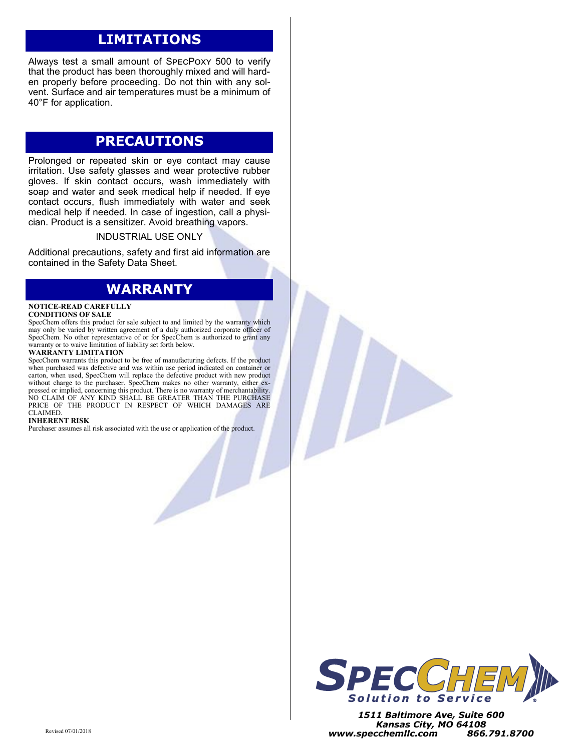## LIMITATIONS

Always test a small amount of SpecPoxy 500 to verify that the product has been thoroughly mixed and will harden properly before proceeding. Do not thin with any solvent. Surface and air temperatures must be a minimum of 40°F for application.

## PRECAUTIONS

Prolonged or repeated skin or eye contact may cause irritation. Use safety glasses and wear protective rubber gloves. If skin contact occurs, wash immediately with soap and water and seek medical help if needed. If eye contact occurs, flush immediately with water and seek medical help if needed. In case of ingestion, call a physician. Product is a sensitizer. Avoid breathing vapors.

INDUSTRIAL USE ONLY

Additional precautions, safety and first aid information are contained in the Safety Data Sheet.

## WARRANTY

**NOTICE-READ CAREFULLY**
**CONDITIONS OF SALE**
SpecChem offers this product for sale subject to and limited by the warranty which may only be varied by written agreement of a duly authorized corporate officer of SpecChem. No other representative of or for SpecChem is authorized to grant any warranty or to waive limitation of liability set forth below.

**WARRANTY LIMITATION**
SpecChem warrants this product to be free of manufacturing defects. If the product when purchased was defective and was within use period indicated on container or carton, when used, SpecChem will replace the defective product with new product without charge to the purchaser. SpecChem makes no other warranty, either expressed or implied, concerning this product. There is no warranty of merchantability. NO CLAIM OF ANY KIND SHALL BE GREATER THAN THE PURCHASE PRICE OF THE PRODUCT IN RESPECT OF WHICH DAMAGES ARE CLAIMED.

**INHERENT RISK**
Purchaser assumes all risk associated with the use or application of the product.

SPECCHEM
*Solution to Service*

*1511 Baltimore Ave, Suite 600*
*Kansas City, MO 64108*
*www.specchemllc.com 866.791.8700*

Revised 07/01/2018